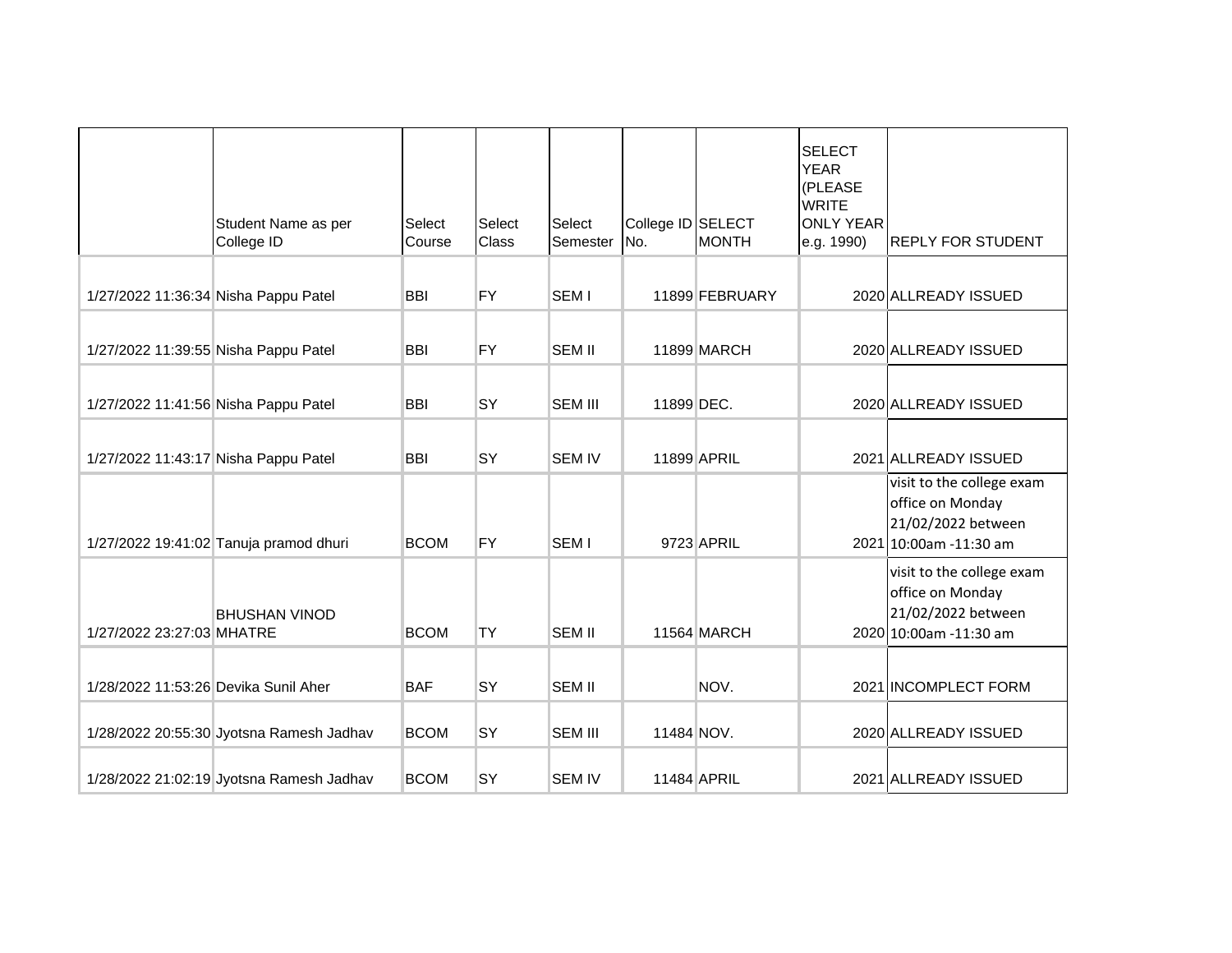| | Student Name as per College ID | Select Course | Select Class | Select Semester | College ID No. | SELECT MONTH | SELECT YEAR (PLEASE WRITE ONLY YEAR e.g. 1990) | REPLY FOR STUDENT |
|---|---|---|---|---|---|---|---|---|
| 1/27/2022 11:36:34 | Nisha Pappu Patel | BBI | FY | SEM I | 11899 | FEBRUARY | 2020 | ALLREADY ISSUED |
| 1/27/2022 11:39:55 | Nisha Pappu Patel | BBI | FY | SEM II | 11899 | MARCH | 2020 | ALLREADY ISSUED |
| 1/27/2022 11:41:56 | Nisha Pappu Patel | BBI | SY | SEM III | 11899 | DEC. | 2020 | ALLREADY ISSUED |
| 1/27/2022 11:43:17 | Nisha Pappu Patel | BBI | SY | SEM IV | 11899 | APRIL | 2021 | ALLREADY ISSUED |
| 1/27/2022 19:41:02 | Tanuja pramod dhuri | BCOM | FY | SEM I | 9723 | APRIL | 2021 | visit to the college exam office on Monday 21/02/2022 between 10:00am -11:30 am |
| 1/27/2022 23:27:03 | BHUSHAN VINOD MHATRE | BCOM | TY | SEM II | 11564 | MARCH | 2020 | visit to the college exam office on Monday 21/02/2022 between 10:00am -11:30 am |
| 1/28/2022 11:53:26 | Devika Sunil Aher | BAF | SY | SEM II | | NOV. | 2021 | INCOMPLECT FORM |
| 1/28/2022 20:55:30 | Jyotsna Ramesh Jadhav | BCOM | SY | SEM III | 11484 | NOV. | 2020 | ALLREADY ISSUED |
| 1/28/2022 21:02:19 | Jyotsna Ramesh Jadhav | BCOM | SY | SEM IV | 11484 | APRIL | 2021 | ALLREADY ISSUED |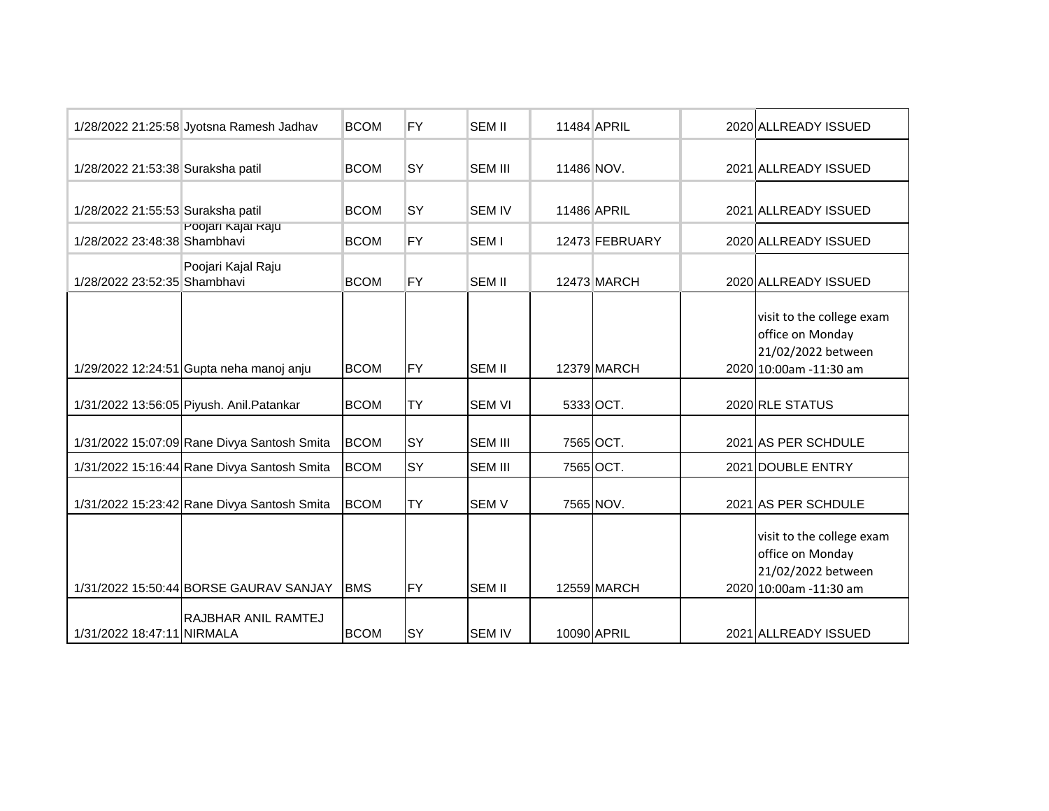| | | | | | | | | |
|---|---|---|---|---|---|---|---|---|
| 1/28/2022 21:25:58 | Jyotsna Ramesh Jadhav | BCOM | FY | SEM II | 11484 | APRIL | 2020 | ALLREADY ISSUED |
| 1/28/2022 21:53:38 | Suraksha patil | BCOM | SY | SEM III | 11486 | NOV. | 2021 | ALLREADY ISSUED |
| 1/28/2022 21:55:53 | Suraksha patil | BCOM | SY | SEM IV | 11486 | APRIL | 2021 | ALLREADY ISSUED |
| 1/28/2022 23:48:38 | Poojari Kajal Raju Shambhavi | BCOM | FY | SEM I | 12473 | FEBRUARY | 2020 | ALLREADY ISSUED |
| 1/28/2022 23:52:35 | Poojari Kajal Raju Shambhavi | BCOM | FY | SEM II | 12473 | MARCH | 2020 | ALLREADY ISSUED |
| 1/29/2022 12:24:51 | Gupta neha manoj anju | BCOM | FY | SEM II | 12379 | MARCH | 2020 | visit to the college exam office on Monday 21/02/2022 between 10:00am -11:30 am |
| 1/31/2022 13:56:05 | Piyush. Anil.Patankar | BCOM | TY | SEM VI | 5333 | OCT. | 2020 | RLE STATUS |
| 1/31/2022 15:07:09 | Rane Divya Santosh Smita | BCOM | SY | SEM III | 7565 | OCT. | 2021 | AS PER SCHDULE |
| 1/31/2022 15:16:44 | Rane Divya Santosh Smita | BCOM | SY | SEM III | 7565 | OCT. | 2021 | DOUBLE ENTRY |
| 1/31/2022 15:23:42 | Rane Divya Santosh Smita | BCOM | TY | SEM V | 7565 | NOV. | 2021 | AS PER SCHDULE |
| 1/31/2022 15:50:44 | BORSE GAURAV SANJAY | BMS | FY | SEM II | 12559 | MARCH | 2020 | visit to the college exam office on Monday 21/02/2022 between 10:00am -11:30 am |
| 1/31/2022 18:47:11 | RAJBHAR ANIL RAMTEJ NIRMALA | BCOM | SY | SEM IV | 10090 | APRIL | 2021 | ALLREADY ISSUED |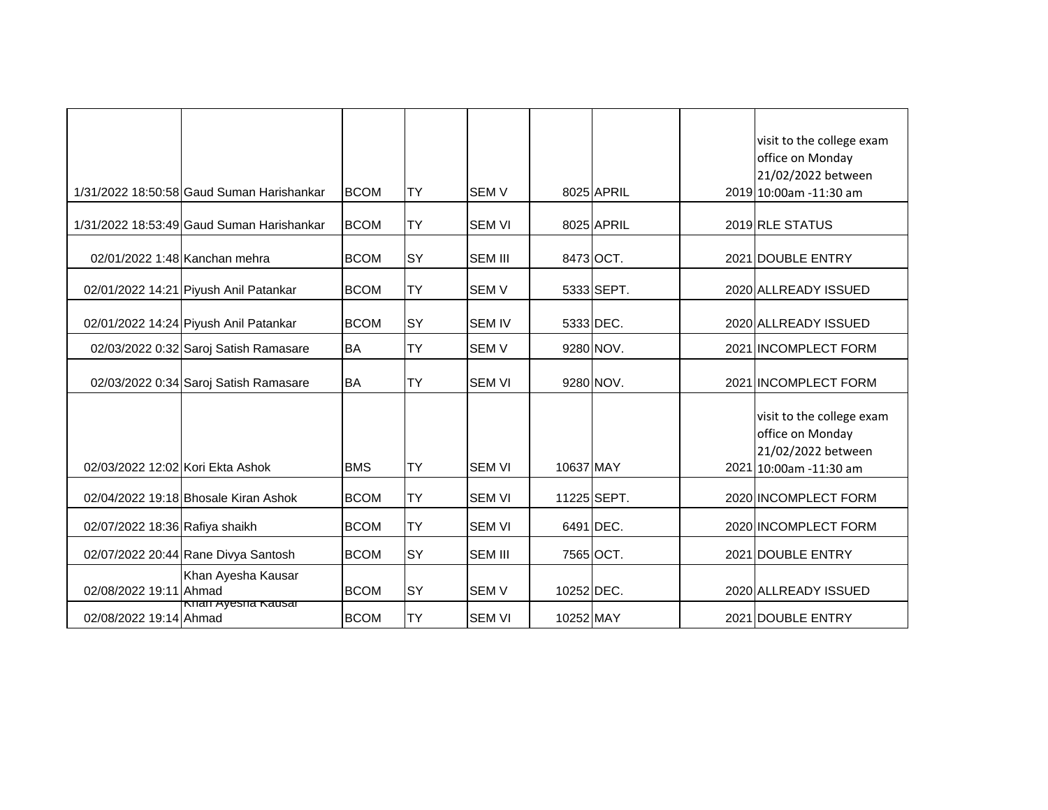| | | | | | | | | |
|---|---|---|---|---|---|---|---|---|
| 1/31/2022 18:50:58 | Gaud Suman Harishankar | BCOM | TY | SEM V | 8025 | APRIL | 2019 | visit to the college exam office on Monday 21/02/2022 between 10:00am -11:30 am |
| 1/31/2022 18:53:49 | Gaud Suman Harishankar | BCOM | TY | SEM VI | 8025 | APRIL | 2019 | RLE STATUS |
| 02/01/2022 1:48 | Kanchan mehra | BCOM | SY | SEM III | 8473 | OCT. | 2021 | DOUBLE ENTRY |
| 02/01/2022 14:21 | Piyush Anil Patankar | BCOM | TY | SEM V | 5333 | SEPT. | 2020 | ALLREADY ISSUED |
| 02/01/2022 14:24 | Piyush Anil Patankar | BCOM | SY | SEM IV | 5333 | DEC. | 2020 | ALLREADY ISSUED |
| 02/03/2022 0:32 | Saroj Satish Ramasare | BA | TY | SEM V | 9280 | NOV. | 2021 | INCOMPLECT FORM |
| 02/03/2022 0:34 | Saroj Satish Ramasare | BA | TY | SEM VI | 9280 | NOV. | 2021 | INCOMPLECT FORM |
| 02/03/2022 12:02 | Kori Ekta Ashok | BMS | TY | SEM VI | 10637 | MAY | 2021 | visit to the college exam office on Monday 21/02/2022 between 10:00am -11:30 am |
| 02/04/2022 19:18 | Bhosale Kiran Ashok | BCOM | TY | SEM VI | 11225 | SEPT. | 2020 | INCOMPLECT FORM |
| 02/07/2022 18:36 | Rafiya shaikh | BCOM | TY | SEM VI | 6491 | DEC. | 2020 | INCOMPLECT FORM |
| 02/07/2022 20:44 | Rane Divya Santosh | BCOM | SY | SEM III | 7565 | OCT. | 2021 | DOUBLE ENTRY |
| 02/08/2022 19:11 | Khan Ayesha Kausar Ahmad | BCOM | SY | SEM V | 10252 | DEC. | 2020 | ALLREADY ISSUED |
| 02/08/2022 19:14 | Khan Ayesha Kausar Ahmad | BCOM | TY | SEM VI | 10252 | MAY | 2021 | DOUBLE ENTRY |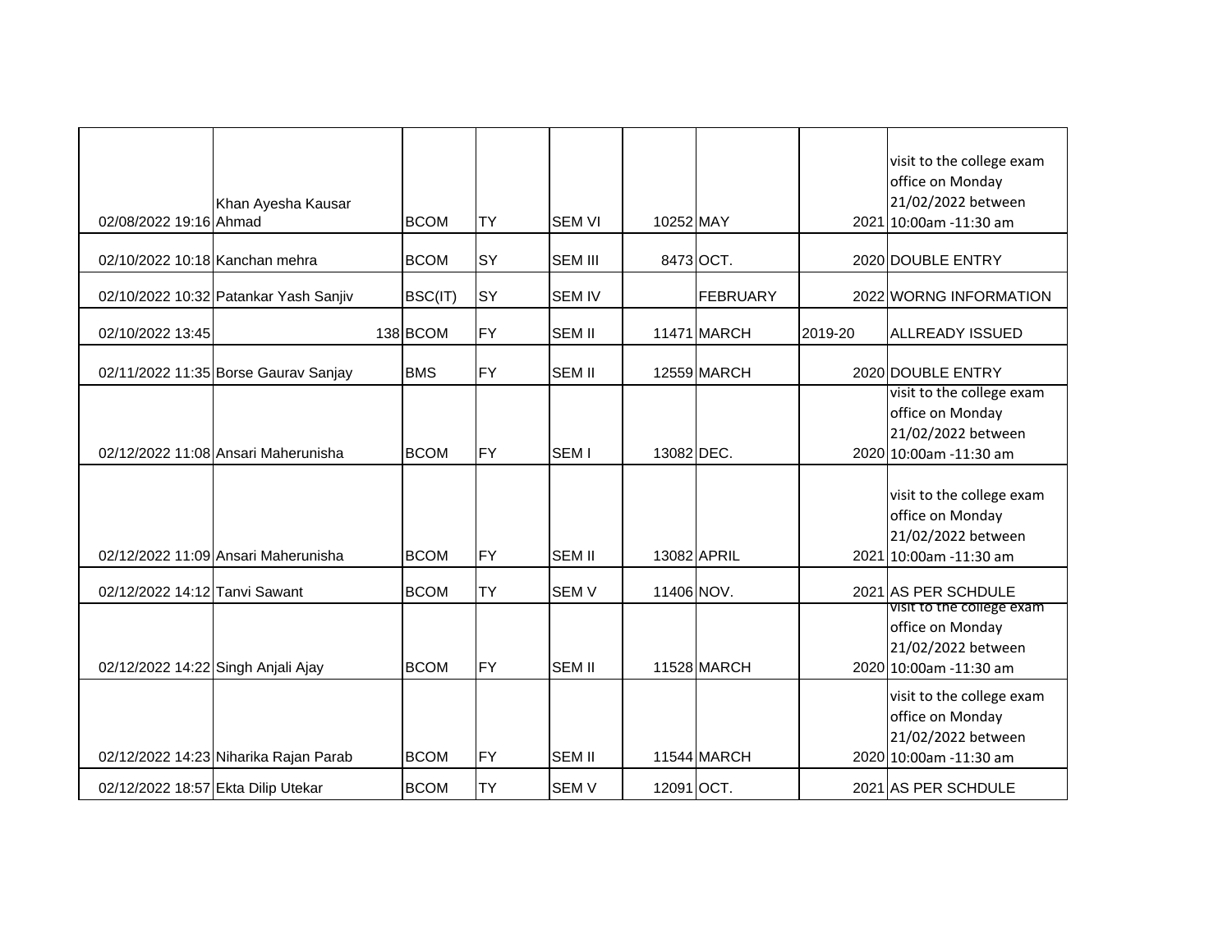| | | | | | | | | |
|---|---|---|---|---|---|---|---|---|
| 02/08/2022 19:16 | Khan Ayesha Kausar Ahmad | BCOM | TY | SEM VI | 10252 | MAY | 2021 | visit to the college exam office on Monday 21/02/2022 between 10:00am -11:30 am |
| 02/10/2022 10:18 | Kanchan mehra | BCOM | SY | SEM III | 8473 | OCT. | 2020 | DOUBLE ENTRY |
| 02/10/2022 10:32 | Patankar Yash Sanjiv | BSC(IT) | SY | SEM IV | | FEBRUARY | 2022 | WORNG INFORMATION |
| 02/10/2022 13:45 | 138 | BCOM | FY | SEM II | 11471 | MARCH | 2019-20 | ALLREADY ISSUED |
| 02/11/2022 11:35 | Borse Gaurav Sanjay | BMS | FY | SEM II | 12559 | MARCH | 2020 | DOUBLE ENTRY |
| 02/12/2022 11:08 | Ansari Maherunisha | BCOM | FY | SEM I | 13082 | DEC. | 2020 | visit to the college exam office on Monday 21/02/2022 between 10:00am -11:30 am |
| 02/12/2022 11:09 | Ansari Maherunisha | BCOM | FY | SEM II | 13082 | APRIL | 2021 | visit to the college exam office on Monday 21/02/2022 between 10:00am -11:30 am |
| 02/12/2022 14:12 | Tanvi Sawant | BCOM | TY | SEM V | 11406 | NOV. | 2021 | AS PER SCHDULE |
| 02/12/2022 14:22 | Singh Anjali Ajay | BCOM | FY | SEM II | 11528 | MARCH | 2020 | visit to the college exam office on Monday 21/02/2022 between 10:00am -11:30 am |
| 02/12/2022 14:23 | Niharika Rajan Parab | BCOM | FY | SEM II | 11544 | MARCH | 2020 | visit to the college exam office on Monday 21/02/2022 between 10:00am -11:30 am |
| 02/12/2022 18:57 | Ekta Dilip Utekar | BCOM | TY | SEM V | 12091 | OCT. | 2021 | AS PER SCHDULE |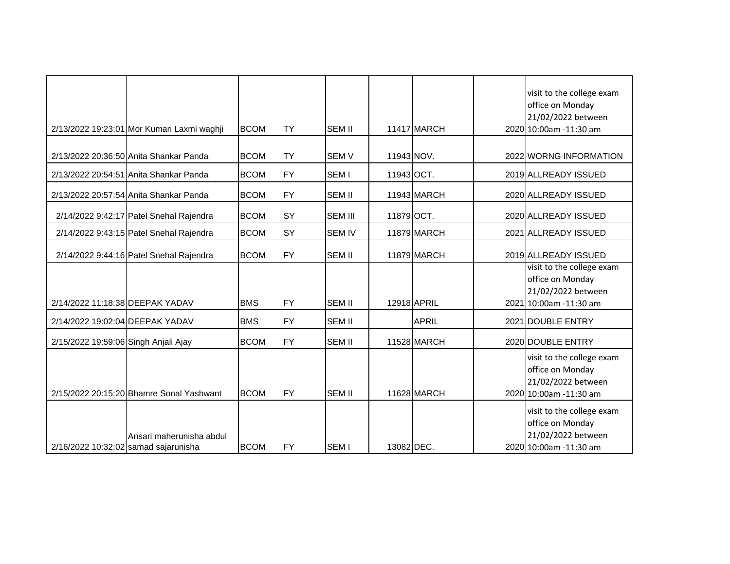| | | | | | | | | |
|---|---|---|---|---|---|---|---|---|
| 2/13/2022 19:23:01 | Mor Kumari Laxmi waghji | BCOM | TY | SEM II | 11417 | MARCH | 2020 | visit to the college exam office on Monday 21/02/2022 between 10:00am -11:30 am |
| 2/13/2022 20:36:50 | Anita Shankar Panda | BCOM | TY | SEM V | 11943 | NOV. | 2022 | WORNG INFORMATION |
| 2/13/2022 20:54:51 | Anita Shankar Panda | BCOM | FY | SEM I | 11943 | OCT. | 2019 | ALLREADY ISSUED |
| 2/13/2022 20:57:54 | Anita Shankar Panda | BCOM | FY | SEM II | 11943 | MARCH | 2020 | ALLREADY ISSUED |
| 2/14/2022 9:42:17 | Patel Snehal Rajendra | BCOM | SY | SEM III | 11879 | OCT. | 2020 | ALLREADY ISSUED |
| 2/14/2022 9:43:15 | Patel Snehal Rajendra | BCOM | SY | SEM IV | 11879 | MARCH | 2021 | ALLREADY ISSUED |
| 2/14/2022 9:44:16 | Patel Snehal Rajendra | BCOM | FY | SEM II | 11879 | MARCH | 2019 | ALLREADY ISSUED |
| 2/14/2022 11:18:38 | DEEPAK YADAV | BMS | FY | SEM II | 12918 | APRIL | 2021 | visit to the college exam office on Monday 21/02/2022 between 10:00am -11:30 am |
| 2/14/2022 19:02:04 | DEEPAK YADAV | BMS | FY | SEM II | | APRIL | 2021 | DOUBLE ENTRY |
| 2/15/2022 19:59:06 | Singh Anjali Ajay | BCOM | FY | SEM II | 11528 | MARCH | 2020 | DOUBLE ENTRY |
| 2/15/2022 20:15:20 | Bhamre Sonal Yashwant | BCOM | FY | SEM II | 11628 | MARCH | 2020 | visit to the college exam office on Monday 21/02/2022 between 10:00am -11:30 am |
| 2/16/2022 10:32:02 | Ansari maherunisha abdul samad sajarunisha | BCOM | FY | SEM I | 13082 | DEC. | 2020 | visit to the college exam office on Monday 21/02/2022 between 10:00am -11:30 am |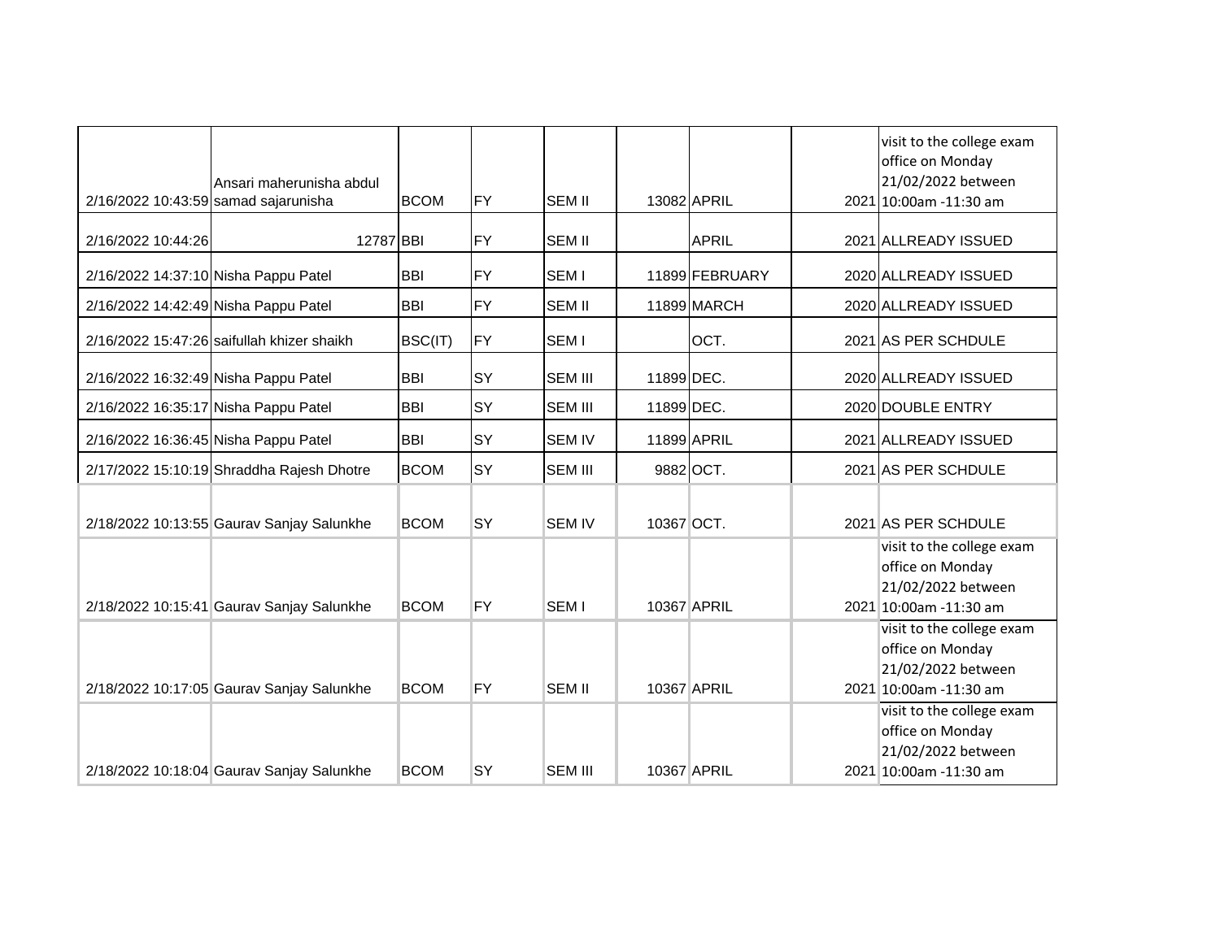| | | | | | | | | |
|---|---|---|---|---|---|---|---|---|
| 2/16/2022 10:43:59 | Ansari maherunisha abdul samad sajarunisha | BCOM | FY | SEM II | 13082 | APRIL | 2021 | visit to the college exam office on Monday 21/02/2022 between 10:00am -11:30 am |
| 2/16/2022 10:44:26 | 12787 | BBI | FY | SEM II | | APRIL | 2021 | ALLREADY ISSUED |
| 2/16/2022 14:37:10 | Nisha Pappu Patel | BBI | FY | SEM I | 11899 | FEBRUARY | 2020 | ALLREADY ISSUED |
| 2/16/2022 14:42:49 | Nisha Pappu Patel | BBI | FY | SEM II | 11899 | MARCH | 2020 | ALLREADY ISSUED |
| 2/16/2022 15:47:26 | saifullah khizer shaikh | BSC(IT) | FY | SEM I | | OCT. | 2021 | AS PER SCHDULE |
| 2/16/2022 16:32:49 | Nisha Pappu Patel | BBI | SY | SEM III | 11899 | DEC. | 2020 | ALLREADY ISSUED |
| 2/16/2022 16:35:17 | Nisha Pappu Patel | BBI | SY | SEM III | 11899 | DEC. | 2020 | DOUBLE ENTRY |
| 2/16/2022 16:36:45 | Nisha Pappu Patel | BBI | SY | SEM IV | 11899 | APRIL | 2021 | ALLREADY ISSUED |
| 2/17/2022 15:10:19 | Shraddha Rajesh Dhotre | BCOM | SY | SEM III | 9882 | OCT. | 2021 | AS PER SCHDULE |
| 2/18/2022 10:13:55 | Gaurav Sanjay Salunkhe | BCOM | SY | SEM IV | 10367 | OCT. | 2021 | AS PER SCHDULE |
| 2/18/2022 10:15:41 | Gaurav Sanjay Salunkhe | BCOM | FY | SEM I | 10367 | APRIL | 2021 | visit to the college exam office on Monday 21/02/2022 between 10:00am -11:30 am |
| 2/18/2022 10:17:05 | Gaurav Sanjay Salunkhe | BCOM | FY | SEM II | 10367 | APRIL | 2021 | visit to the college exam office on Monday 21/02/2022 between 10:00am -11:30 am |
| 2/18/2022 10:18:04 | Gaurav Sanjay Salunkhe | BCOM | SY | SEM III | 10367 | APRIL | 2021 | visit to the college exam office on Monday 21/02/2022 between 10:00am -11:30 am |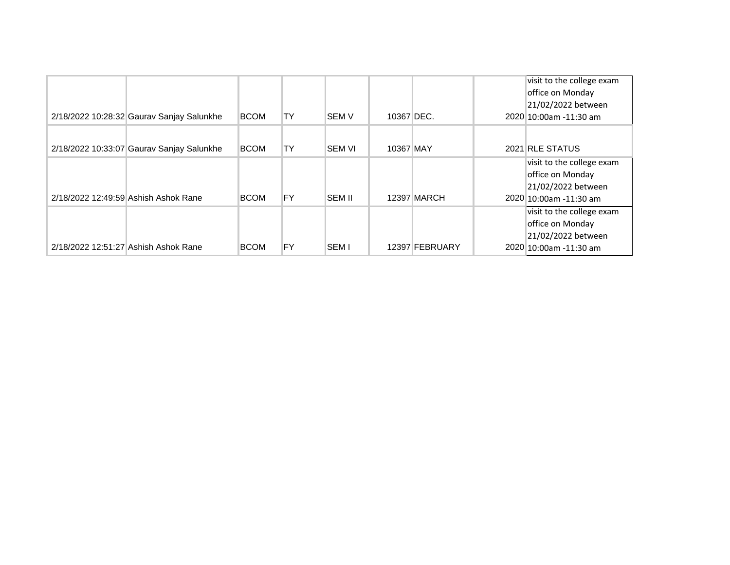| | | | | | | | | |
|---|---|---|---|---|---|---|---|---|
| 2/18/2022 10:28:32 | Gaurav Sanjay Salunkhe | BCOM | TY | SEM V | 10367 | DEC. | 2020 | visit to the college exam office on Monday 21/02/2022 between 10:00am -11:30 am |
| 2/18/2022 10:33:07 | Gaurav Sanjay Salunkhe | BCOM | TY | SEM VI | 10367 | MAY | 2021 | RLE STATUS |
| 2/18/2022 12:49:59 | Ashish Ashok Rane | BCOM | FY | SEM II | 12397 | MARCH | 2020 | visit to the college exam office on Monday 21/02/2022 between 10:00am -11:30 am |
| 2/18/2022 12:51:27 | Ashish Ashok Rane | BCOM | FY | SEM I | 12397 | FEBRUARY | 2020 | visit to the college exam office on Monday 21/02/2022 between 10:00am -11:30 am |